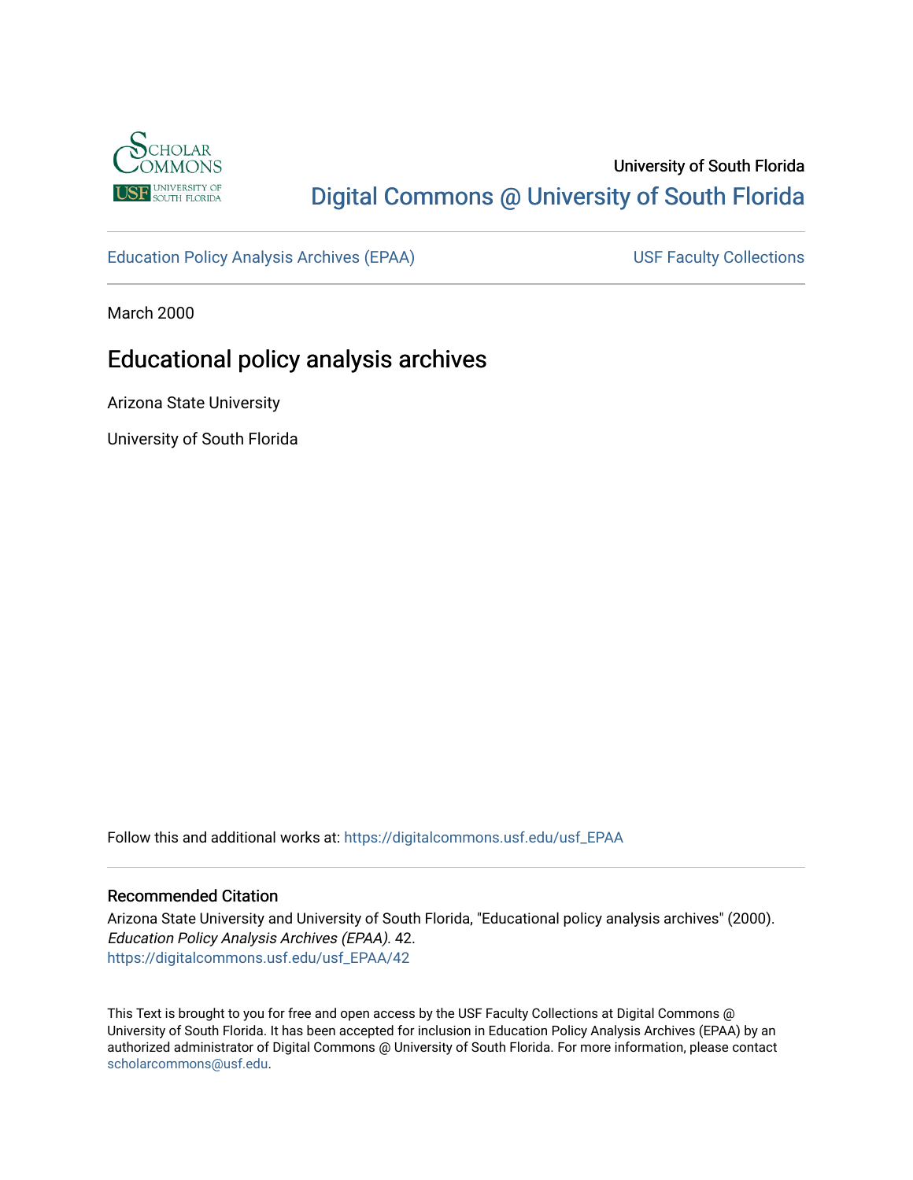University of South Florida

Digital Commons @ University of South Florida

Education Policy Analysis Archives (EPAA)

USF Faculty Collections

March 2000

# Educational policy analysis archives

Arizona State University

University of South Florida

Follow this and additional works at: https://digitalcommons.usf.edu/usf_EPAA

## Recommended Citation

Arizona State University and University of South Florida, "Educational policy analysis archives" (2000). *Education Policy Analysis Archives (EPAA)*. 42.
https://digitalcommons.usf.edu/usf_EPAA/42

This Text is brought to you for free and open access by the USF Faculty Collections at Digital Commons @ University of South Florida. It has been accepted for inclusion in Education Policy Analysis Archives (EPAA) by an authorized administrator of Digital Commons @ University of South Florida. For more information, please contact scholarcommons@usf.edu.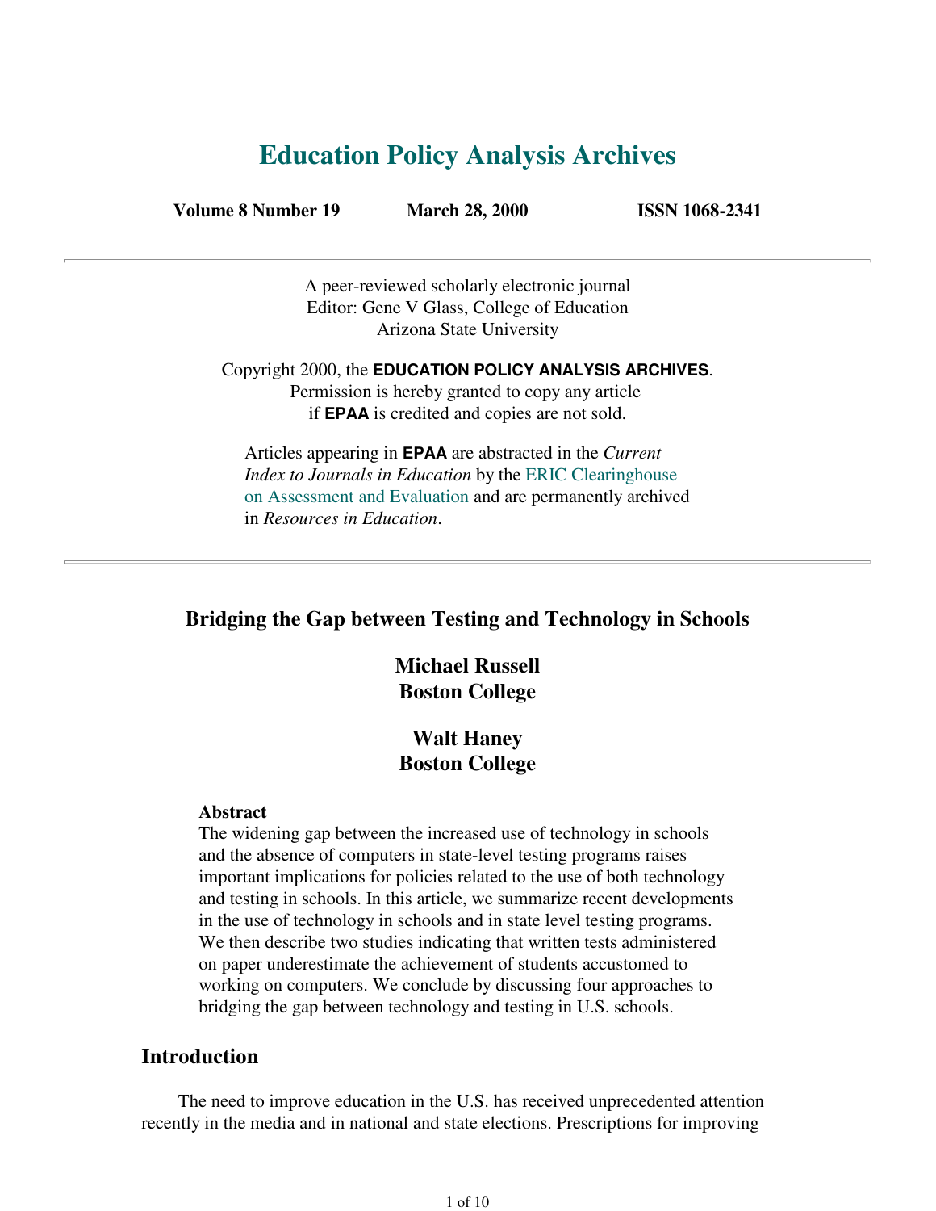# Education Policy Analysis Archives

**Volume 8 Number 19** **March 28, 2000** **ISSN 1068-2341**

---

A peer-reviewed scholarly electronic journal
Editor: Gene V Glass, College of Education
Arizona State University

Copyright 2000, the **EDUCATION POLICY ANALYSIS ARCHIVES**.
Permission is hereby granted to copy any article
if **EPAA** is credited and copies are not sold.

Articles appearing in **EPAA** are abstracted in the *Current Index to Journals in Education* by the ERIC Clearinghouse on Assessment and Evaluation and are permanently archived in *Resources in Education*.

---

## Bridging the Gap between Testing and Technology in Schools

**Michael Russell**
**Boston College**

**Walt Haney**
**Boston College**

**Abstract**
The widening gap between the increased use of technology in schools and the absence of computers in state-level testing programs raises important implications for policies related to the use of both technology and testing in schools. In this article, we summarize recent developments in the use of technology in schools and in state level testing programs. We then describe two studies indicating that written tests administered on paper underestimate the achievement of students accustomed to working on computers. We conclude by discussing four approaches to bridging the gap between technology and testing in U.S. schools.

## Introduction

The need to improve education in the U.S. has received unprecedented attention recently in the media and in national and state elections. Prescriptions for improving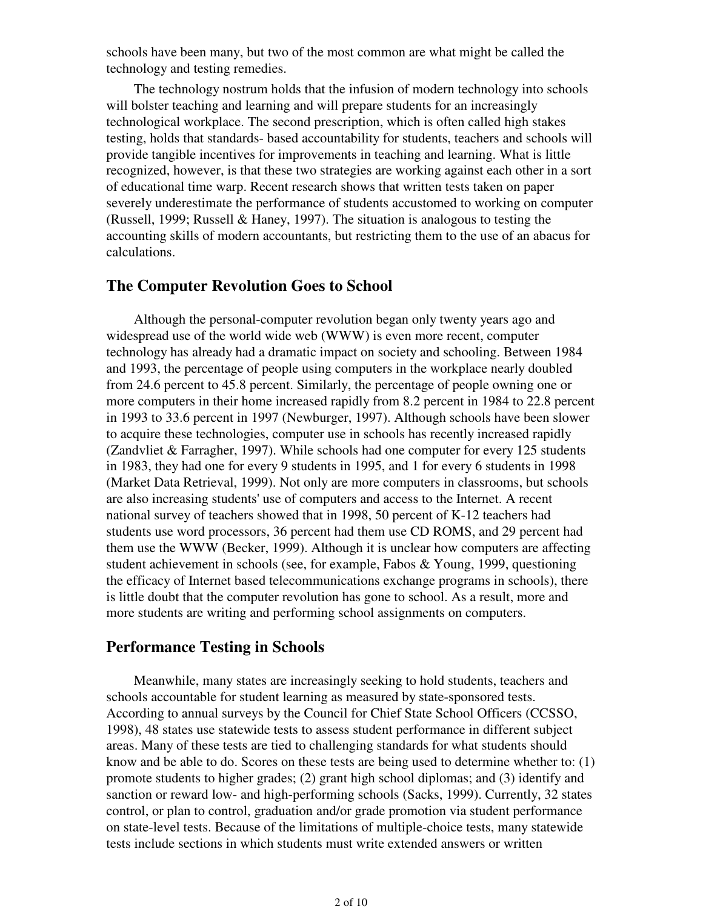schools have been many, but two of the most common are what might be called the technology and testing remedies.

The technology nostrum holds that the infusion of modern technology into schools will bolster teaching and learning and will prepare students for an increasingly technological workplace. The second prescription, which is often called high stakes testing, holds that standards- based accountability for students, teachers and schools will provide tangible incentives for improvements in teaching and learning. What is little recognized, however, is that these two strategies are working against each other in a sort of educational time warp. Recent research shows that written tests taken on paper severely underestimate the performance of students accustomed to working on computer (Russell, 1999; Russell & Haney, 1997). The situation is analogous to testing the accounting skills of modern accountants, but restricting them to the use of an abacus for calculations.

## The Computer Revolution Goes to School

Although the personal-computer revolution began only twenty years ago and widespread use of the world wide web (WWW) is even more recent, computer technology has already had a dramatic impact on society and schooling. Between 1984 and 1993, the percentage of people using computers in the workplace nearly doubled from 24.6 percent to 45.8 percent. Similarly, the percentage of people owning one or more computers in their home increased rapidly from 8.2 percent in 1984 to 22.8 percent in 1993 to 33.6 percent in 1997 (Newburger, 1997). Although schools have been slower to acquire these technologies, computer use in schools has recently increased rapidly (Zandvliet & Farragher, 1997). While schools had one computer for every 125 students in 1983, they had one for every 9 students in 1995, and 1 for every 6 students in 1998 (Market Data Retrieval, 1999). Not only are more computers in classrooms, but schools are also increasing students' use of computers and access to the Internet. A recent national survey of teachers showed that in 1998, 50 percent of K-12 teachers had students use word processors, 36 percent had them use CD ROMS, and 29 percent had them use the WWW (Becker, 1999). Although it is unclear how computers are affecting student achievement in schools (see, for example, Fabos & Young, 1999, questioning the efficacy of Internet based telecommunications exchange programs in schools), there is little doubt that the computer revolution has gone to school. As a result, more and more students are writing and performing school assignments on computers.

## Performance Testing in Schools

Meanwhile, many states are increasingly seeking to hold students, teachers and schools accountable for student learning as measured by state-sponsored tests. According to annual surveys by the Council for Chief State School Officers (CCSSO, 1998), 48 states use statewide tests to assess student performance in different subject areas. Many of these tests are tied to challenging standards for what students should know and be able to do. Scores on these tests are being used to determine whether to: (1) promote students to higher grades; (2) grant high school diplomas; and (3) identify and sanction or reward low- and high-performing schools (Sacks, 1999). Currently, 32 states control, or plan to control, graduation and/or grade promotion via student performance on state-level tests. Because of the limitations of multiple-choice tests, many statewide tests include sections in which students must write extended answers or written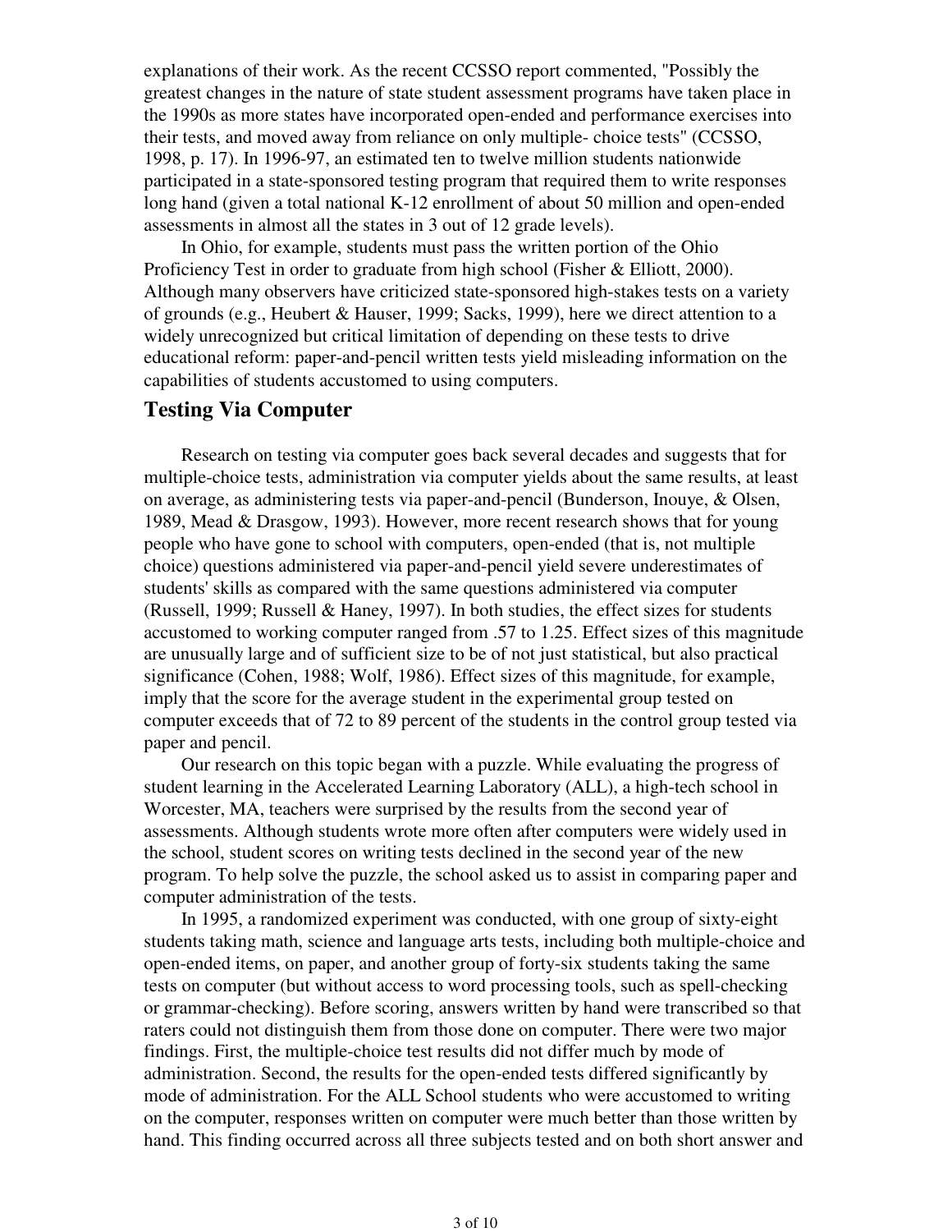explanations of their work. As the recent CCSSO report commented, "Possibly the greatest changes in the nature of state student assessment programs have taken place in the 1990s as more states have incorporated open-ended and performance exercises into their tests, and moved away from reliance on only multiple- choice tests" (CCSSO, 1998, p. 17). In 1996-97, an estimated ten to twelve million students nationwide participated in a state-sponsored testing program that required them to write responses long hand (given a total national K-12 enrollment of about 50 million and open-ended assessments in almost all the states in 3 out of 12 grade levels).

In Ohio, for example, students must pass the written portion of the Ohio Proficiency Test in order to graduate from high school (Fisher & Elliott, 2000). Although many observers have criticized state-sponsored high-stakes tests on a variety of grounds (e.g., Heubert & Hauser, 1999; Sacks, 1999), here we direct attention to a widely unrecognized but critical limitation of depending on these tests to drive educational reform: paper-and-pencil written tests yield misleading information on the capabilities of students accustomed to using computers.

## Testing Via Computer

Research on testing via computer goes back several decades and suggests that for multiple-choice tests, administration via computer yields about the same results, at least on average, as administering tests via paper-and-pencil (Bunderson, Inouye, & Olsen, 1989, Mead & Drasgow, 1993). However, more recent research shows that for young people who have gone to school with computers, open-ended (that is, not multiple choice) questions administered via paper-and-pencil yield severe underestimates of students' skills as compared with the same questions administered via computer (Russell, 1999; Russell & Haney, 1997). In both studies, the effect sizes for students accustomed to working computer ranged from .57 to 1.25. Effect sizes of this magnitude are unusually large and of sufficient size to be of not just statistical, but also practical significance (Cohen, 1988; Wolf, 1986). Effect sizes of this magnitude, for example, imply that the score for the average student in the experimental group tested on computer exceeds that of 72 to 89 percent of the students in the control group tested via paper and pencil.

Our research on this topic began with a puzzle. While evaluating the progress of student learning in the Accelerated Learning Laboratory (ALL), a high-tech school in Worcester, MA, teachers were surprised by the results from the second year of assessments. Although students wrote more often after computers were widely used in the school, student scores on writing tests declined in the second year of the new program. To help solve the puzzle, the school asked us to assist in comparing paper and computer administration of the tests.

In 1995, a randomized experiment was conducted, with one group of sixty-eight students taking math, science and language arts tests, including both multiple-choice and open-ended items, on paper, and another group of forty-six students taking the same tests on computer (but without access to word processing tools, such as spell-checking or grammar-checking). Before scoring, answers written by hand were transcribed so that raters could not distinguish them from those done on computer. There were two major findings. First, the multiple-choice test results did not differ much by mode of administration. Second, the results for the open-ended tests differed significantly by mode of administration. For the ALL School students who were accustomed to writing on the computer, responses written on computer were much better than those written by hand. This finding occurred across all three subjects tested and on both short answer and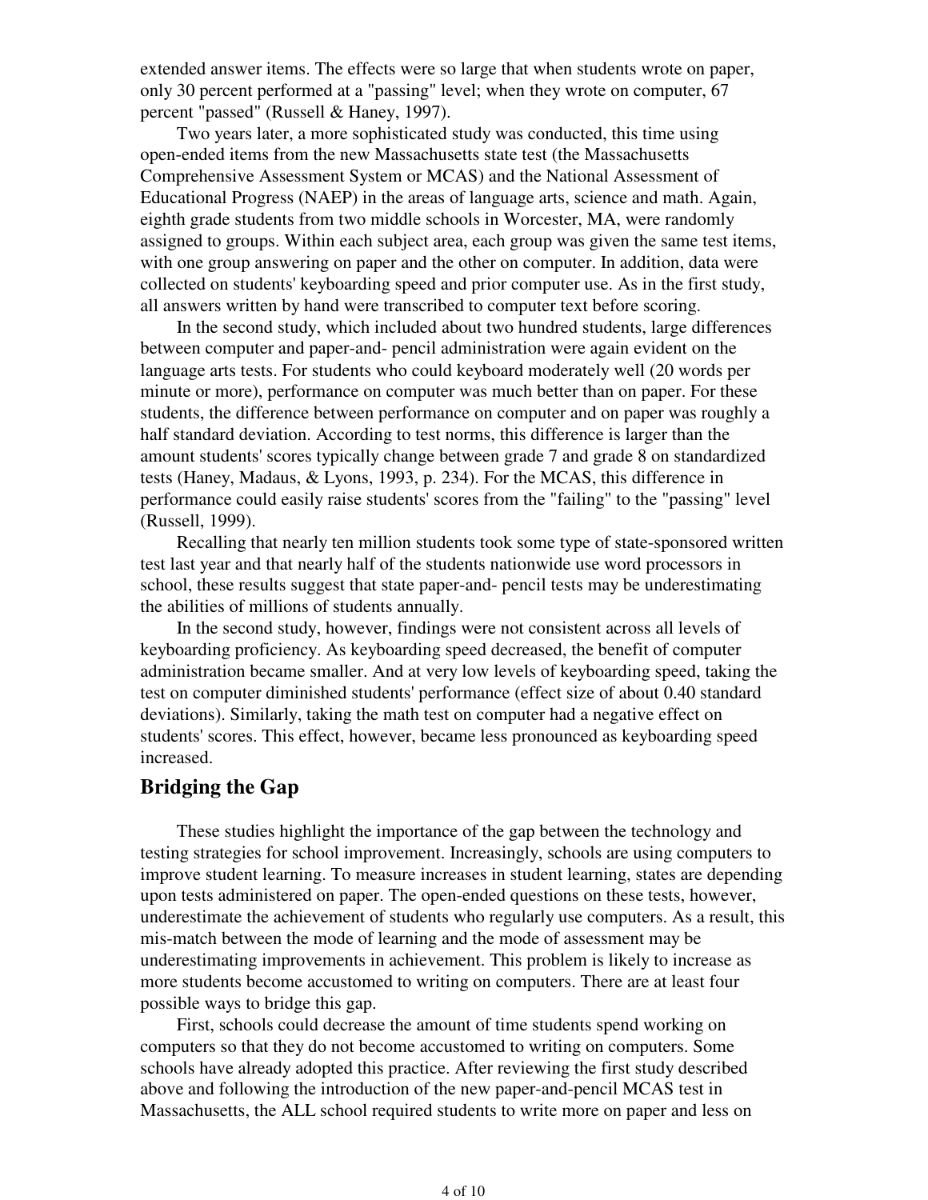extended answer items. The effects were so large that when students wrote on paper, only 30 percent performed at a "passing" level; when they wrote on computer, 67 percent "passed" (Russell & Haney, 1997).

Two years later, a more sophisticated study was conducted, this time using open-ended items from the new Massachusetts state test (the Massachusetts Comprehensive Assessment System or MCAS) and the National Assessment of Educational Progress (NAEP) in the areas of language arts, science and math. Again, eighth grade students from two middle schools in Worcester, MA, were randomly assigned to groups. Within each subject area, each group was given the same test items, with one group answering on paper and the other on computer. In addition, data were collected on students' keyboarding speed and prior computer use. As in the first study, all answers written by hand were transcribed to computer text before scoring.

In the second study, which included about two hundred students, large differences between computer and paper-and- pencil administration were again evident on the language arts tests. For students who could keyboard moderately well (20 words per minute or more), performance on computer was much better than on paper. For these students, the difference between performance on computer and on paper was roughly a half standard deviation. According to test norms, this difference is larger than the amount students' scores typically change between grade 7 and grade 8 on standardized tests (Haney, Madaus, & Lyons, 1993, p. 234). For the MCAS, this difference in performance could easily raise students' scores from the "failing" to the "passing" level (Russell, 1999).

Recalling that nearly ten million students took some type of state-sponsored written test last year and that nearly half of the students nationwide use word processors in school, these results suggest that state paper-and- pencil tests may be underestimating the abilities of millions of students annually.

In the second study, however, findings were not consistent across all levels of keyboarding proficiency. As keyboarding speed decreased, the benefit of computer administration became smaller. And at very low levels of keyboarding speed, taking the test on computer diminished students' performance (effect size of about 0.40 standard deviations). Similarly, taking the math test on computer had a negative effect on students' scores. This effect, however, became less pronounced as keyboarding speed increased.

## Bridging the Gap

These studies highlight the importance of the gap between the technology and testing strategies for school improvement. Increasingly, schools are using computers to improve student learning. To measure increases in student learning, states are depending upon tests administered on paper. The open-ended questions on these tests, however, underestimate the achievement of students who regularly use computers. As a result, this mis-match between the mode of learning and the mode of assessment may be underestimating improvements in achievement. This problem is likely to increase as more students become accustomed to writing on computers. There are at least four possible ways to bridge this gap.

First, schools could decrease the amount of time students spend working on computers so that they do not become accustomed to writing on computers. Some schools have already adopted this practice. After reviewing the first study described above and following the introduction of the new paper-and-pencil MCAS test in Massachusetts, the ALL school required students to write more on paper and less on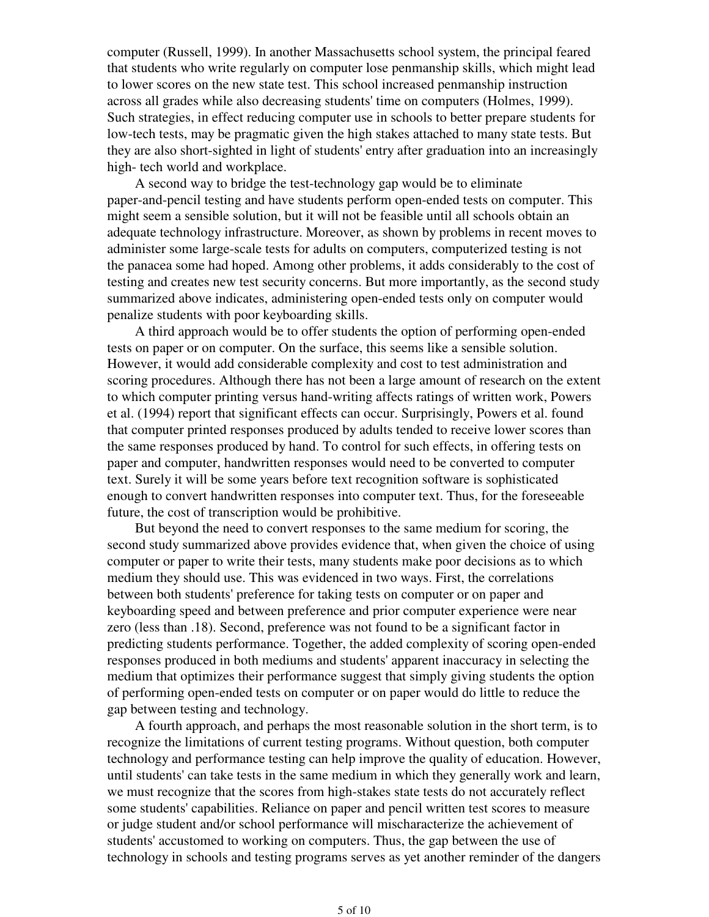computer (Russell, 1999). In another Massachusetts school system, the principal feared that students who write regularly on computer lose penmanship skills, which might lead to lower scores on the new state test. This school increased penmanship instruction across all grades while also decreasing students' time on computers (Holmes, 1999). Such strategies, in effect reducing computer use in schools to better prepare students for low-tech tests, may be pragmatic given the high stakes attached to many state tests. But they are also short-sighted in light of students' entry after graduation into an increasingly high- tech world and workplace.

A second way to bridge the test-technology gap would be to eliminate paper-and-pencil testing and have students perform open-ended tests on computer. This might seem a sensible solution, but it will not be feasible until all schools obtain an adequate technology infrastructure. Moreover, as shown by problems in recent moves to administer some large-scale tests for adults on computers, computerized testing is not the panacea some had hoped. Among other problems, it adds considerably to the cost of testing and creates new test security concerns. But more importantly, as the second study summarized above indicates, administering open-ended tests only on computer would penalize students with poor keyboarding skills.

A third approach would be to offer students the option of performing open-ended tests on paper or on computer. On the surface, this seems like a sensible solution. However, it would add considerable complexity and cost to test administration and scoring procedures. Although there has not been a large amount of research on the extent to which computer printing versus hand-writing affects ratings of written work, Powers et al. (1994) report that significant effects can occur. Surprisingly, Powers et al. found that computer printed responses produced by adults tended to receive lower scores than the same responses produced by hand. To control for such effects, in offering tests on paper and computer, handwritten responses would need to be converted to computer text. Surely it will be some years before text recognition software is sophisticated enough to convert handwritten responses into computer text. Thus, for the foreseeable future, the cost of transcription would be prohibitive.

But beyond the need to convert responses to the same medium for scoring, the second study summarized above provides evidence that, when given the choice of using computer or paper to write their tests, many students make poor decisions as to which medium they should use. This was evidenced in two ways. First, the correlations between both students' preference for taking tests on computer or on paper and keyboarding speed and between preference and prior computer experience were near zero (less than .18). Second, preference was not found to be a significant factor in predicting students performance. Together, the added complexity of scoring open-ended responses produced in both mediums and students' apparent inaccuracy in selecting the medium that optimizes their performance suggest that simply giving students the option of performing open-ended tests on computer or on paper would do little to reduce the gap between testing and technology.

A fourth approach, and perhaps the most reasonable solution in the short term, is to recognize the limitations of current testing programs. Without question, both computer technology and performance testing can help improve the quality of education. However, until students' can take tests in the same medium in which they generally work and learn, we must recognize that the scores from high-stakes state tests do not accurately reflect some students' capabilities. Reliance on paper and pencil written test scores to measure or judge student and/or school performance will mischaracterize the achievement of students' accustomed to working on computers. Thus, the gap between the use of technology in schools and testing programs serves as yet another reminder of the dangers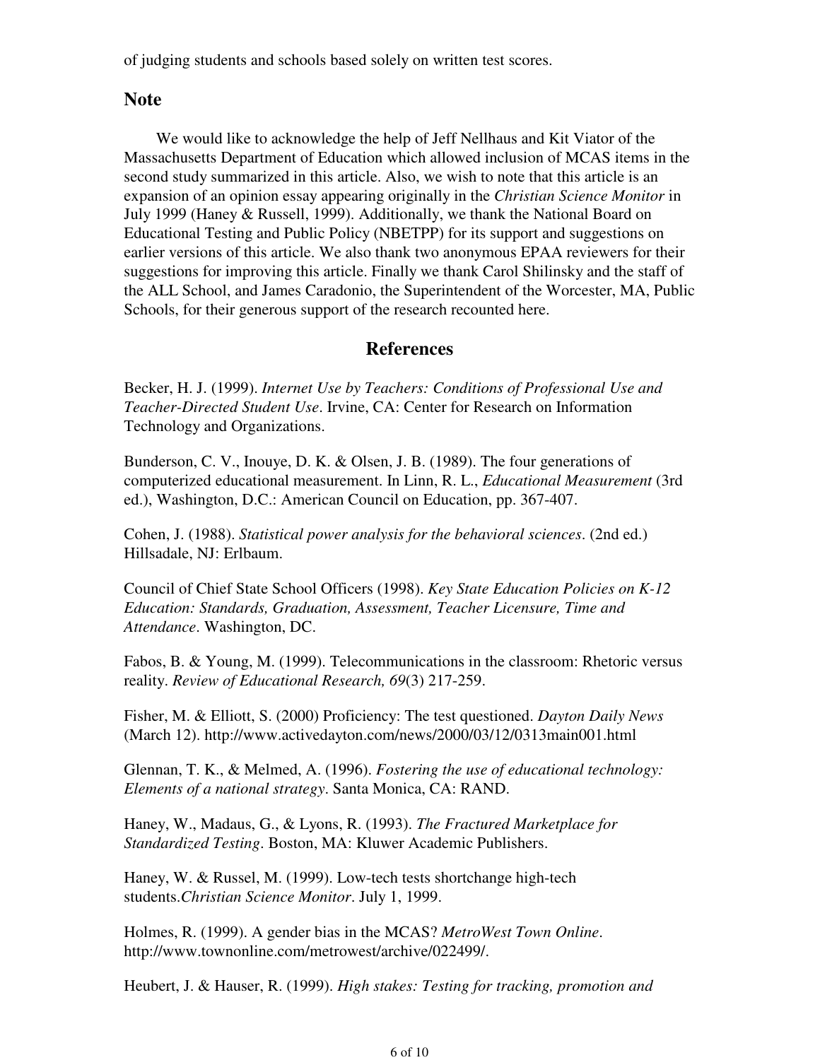of judging students and schools based solely on written test scores.

## Note

We would like to acknowledge the help of Jeff Nellhaus and Kit Viator of the Massachusetts Department of Education which allowed inclusion of MCAS items in the second study summarized in this article. Also, we wish to note that this article is an expansion of an opinion essay appearing originally in the *Christian Science Monitor* in July 1999 (Haney & Russell, 1999). Additionally, we thank the National Board on Educational Testing and Public Policy (NBETPP) for its support and suggestions on earlier versions of this article. We also thank two anonymous EPAA reviewers for their suggestions for improving this article. Finally we thank Carol Shilinsky and the staff of the ALL School, and James Caradonio, the Superintendent of the Worcester, MA, Public Schools, for their generous support of the research recounted here.

## References

Becker, H. J. (1999). *Internet Use by Teachers: Conditions of Professional Use and Teacher-Directed Student Use*. Irvine, CA: Center for Research on Information Technology and Organizations.

Bunderson, C. V., Inouye, D. K. & Olsen, J. B. (1989). The four generations of computerized educational measurement. In Linn, R. L., *Educational Measurement* (3rd ed.), Washington, D.C.: American Council on Education, pp. 367-407.

Cohen, J. (1988). *Statistical power analysis for the behavioral sciences*. (2nd ed.) Hillsadale, NJ: Erlbaum.

Council of Chief State School Officers (1998). *Key State Education Policies on K-12 Education: Standards, Graduation, Assessment, Teacher Licensure, Time and Attendance*. Washington, DC.

Fabos, B. & Young, M. (1999). Telecommunications in the classroom: Rhetoric versus reality. *Review of Educational Research, 69*(3) 217-259.

Fisher, M. & Elliott, S. (2000) Proficiency: The test questioned. *Dayton Daily News* (March 12). http://www.activedayton.com/news/2000/03/12/0313main001.html

Glennan, T. K., & Melmed, A. (1996). *Fostering the use of educational technology: Elements of a national strategy*. Santa Monica, CA: RAND.

Haney, W., Madaus, G., & Lyons, R. (1993). *The Fractured Marketplace for Standardized Testing*. Boston, MA: Kluwer Academic Publishers.

Haney, W. & Russel, M. (1999). Low-tech tests shortchange high-tech students.*Christian Science Monitor*. July 1, 1999.

Holmes, R. (1999). A gender bias in the MCAS? *MetroWest Town Online*. http://www.townonline.com/metrowest/archive/022499/.

Heubert, J. & Hauser, R. (1999). *High stakes: Testing for tracking, promotion and*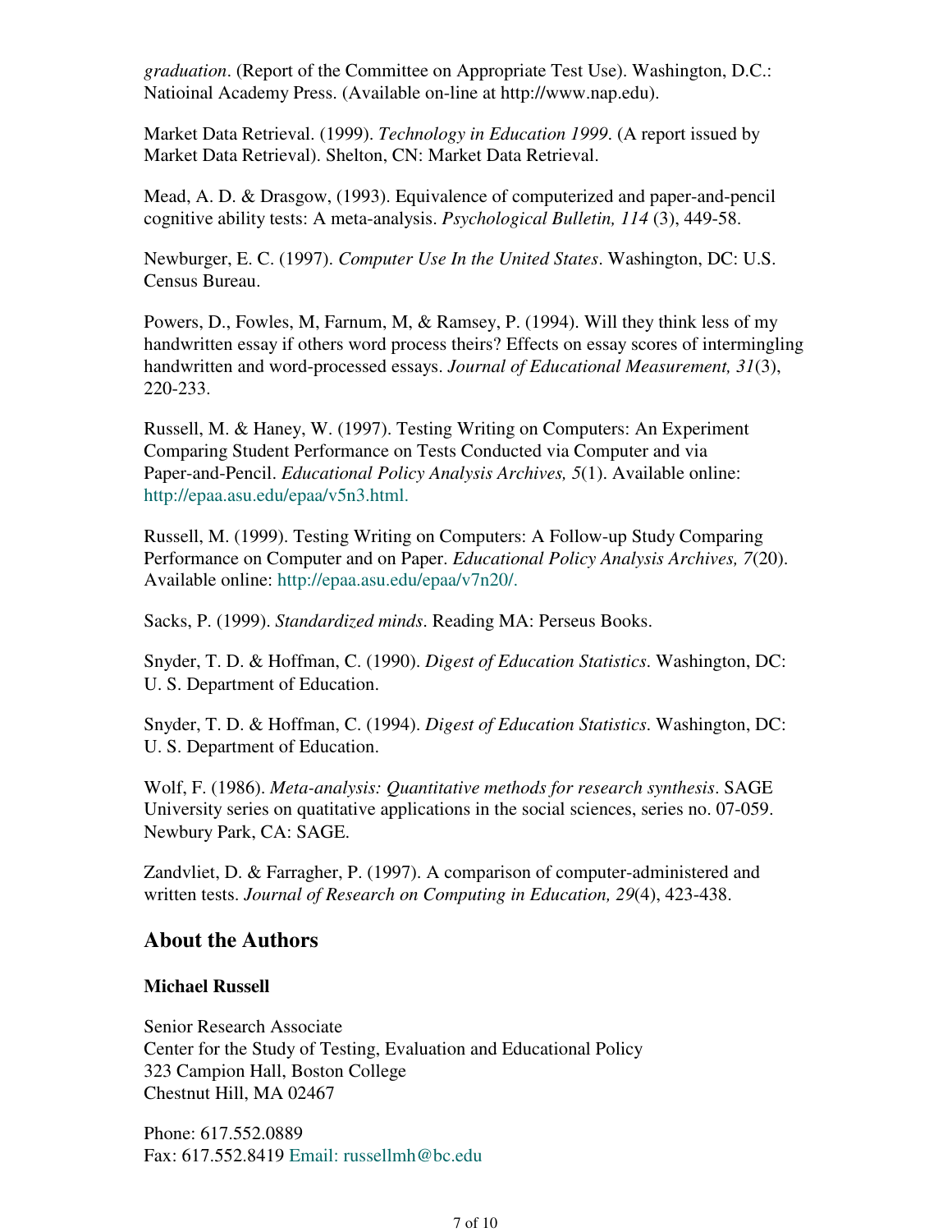*graduation*. (Report of the Committee on Appropriate Test Use). Washington, D.C.: Natioinal Academy Press. (Available on-line at http://www.nap.edu).

Market Data Retrieval. (1999). *Technology in Education 1999*. (A report issued by Market Data Retrieval). Shelton, CN: Market Data Retrieval.

Mead, A. D. & Drasgow, (1993). Equivalence of computerized and paper-and-pencil cognitive ability tests: A meta-analysis. *Psychological Bulletin, 114* (3), 449-58.

Newburger, E. C. (1997). *Computer Use In the United States*. Washington, DC: U.S. Census Bureau.

Powers, D., Fowles, M, Farnum, M, & Ramsey, P. (1994). Will they think less of my handwritten essay if others word process theirs? Effects on essay scores of intermingling handwritten and word-processed essays. *Journal of Educational Measurement, 31*(3), 220-233.

Russell, M. & Haney, W. (1997). Testing Writing on Computers: An Experiment Comparing Student Performance on Tests Conducted via Computer and via Paper-and-Pencil. *Educational Policy Analysis Archives, 5*(1). Available online: http://epaa.asu.edu/epaa/v5n3.html.

Russell, M. (1999). Testing Writing on Computers: A Follow-up Study Comparing Performance on Computer and on Paper. *Educational Policy Analysis Archives, 7*(20). Available online: http://epaa.asu.edu/epaa/v7n20/.

Sacks, P. (1999). *Standardized minds*. Reading MA: Perseus Books.

Snyder, T. D. & Hoffman, C. (1990). *Digest of Education Statistics*. Washington, DC: U. S. Department of Education.

Snyder, T. D. & Hoffman, C. (1994). *Digest of Education Statistics*. Washington, DC: U. S. Department of Education.

Wolf, F. (1986). *Meta-analysis: Quantitative methods for research synthesis*. SAGE University series on quatitative applications in the social sciences, series no. 07-059. Newbury Park, CA: SAGE.

Zandvliet, D. & Farragher, P. (1997). A comparison of computer-administered and written tests. *Journal of Research on Computing in Education, 29*(4), 423-438.

## About the Authors

**Michael Russell**

Senior Research Associate
Center for the Study of Testing, Evaluation and Educational Policy
323 Campion Hall, Boston College
Chestnut Hill, MA 02467

Phone: 617.552.0889
Fax: 617.552.8419 Email: russellmh@bc.edu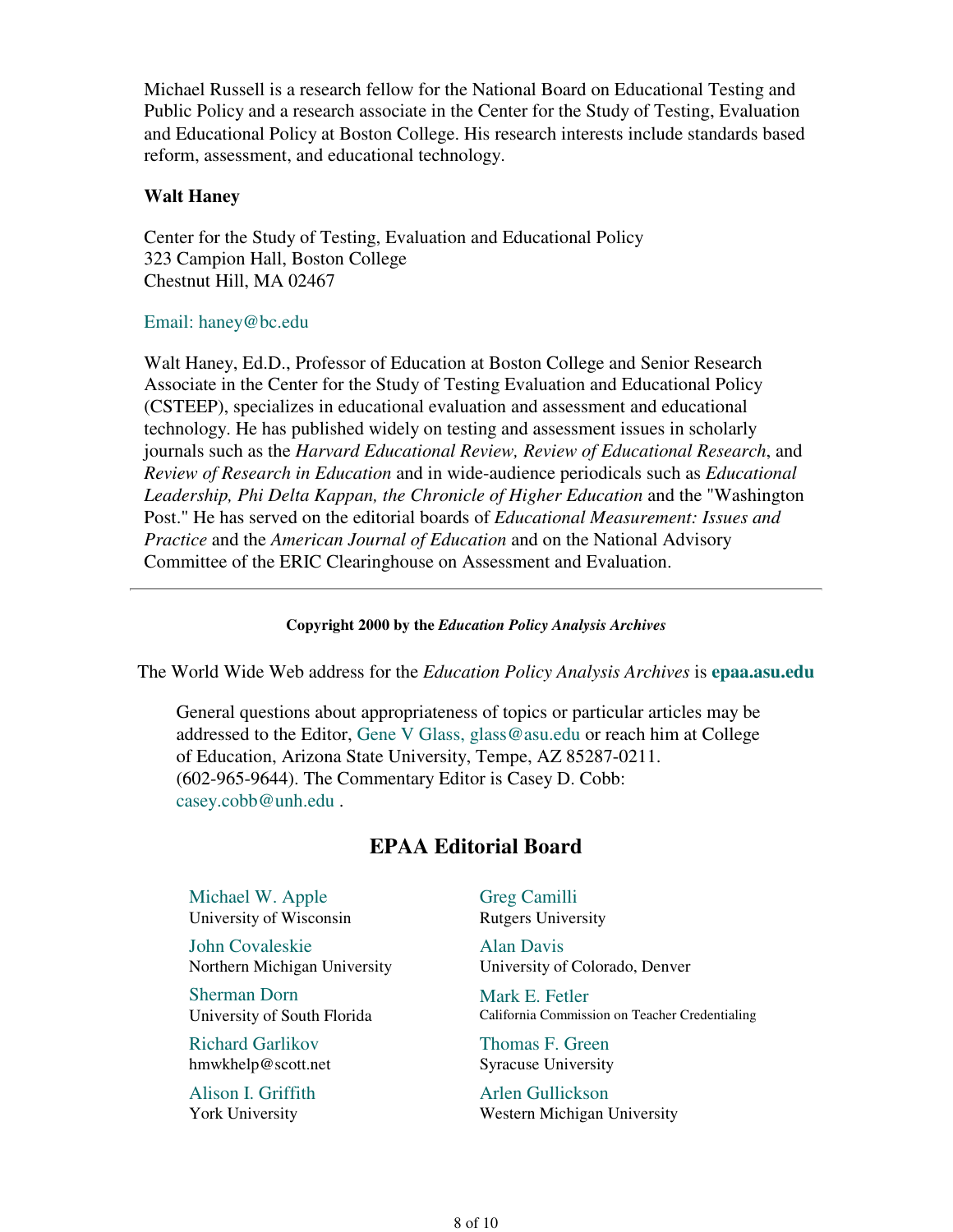Michael Russell is a research fellow for the National Board on Educational Testing and Public Policy and a research associate in the Center for the Study of Testing, Evaluation and Educational Policy at Boston College. His research interests include standards based reform, assessment, and educational technology.

**Walt Haney**

Center for the Study of Testing, Evaluation and Educational Policy
323 Campion Hall, Boston College
Chestnut Hill, MA 02467

Email: haney@bc.edu

Walt Haney, Ed.D., Professor of Education at Boston College and Senior Research Associate in the Center for the Study of Testing Evaluation and Educational Policy (CSTEEP), specializes in educational evaluation and assessment and educational technology. He has published widely on testing and assessment issues in scholarly journals such as the *Harvard Educational Review, Review of Educational Research*, and *Review of Research in Education* and in wide-audience periodicals such as *Educational Leadership, Phi Delta Kappan, the Chronicle of Higher Education* and the "Washington Post." He has served on the editorial boards of *Educational Measurement: Issues and Practice* and the *American Journal of Education* and on the National Advisory Committee of the ERIC Clearinghouse on Assessment and Evaluation.

---

**Copyright 2000 by the *Education Policy Analysis Archives***

The World Wide Web address for the *Education Policy Analysis Archives* is **epaa.asu.edu**

General questions about appropriateness of topics or particular articles may be addressed to the Editor, Gene V Glass, glass@asu.edu or reach him at College of Education, Arizona State University, Tempe, AZ 85287-0211. (602-965-9644). The Commentary Editor is Casey D. Cobb: casey.cobb@unh.edu .

## EPAA Editorial Board

Michael W. Apple
University of Wisconsin

Greg Camilli
Rutgers University

John Covaleskie
Northern Michigan University

Alan Davis
University of Colorado, Denver

Sherman Dorn
University of South Florida

Mark E. Fetler
California Commission on Teacher Credentialing

Richard Garlikov
hmwkhelp@scott.net

Thomas F. Green
Syracuse University

Alison I. Griffith
York University

Arlen Gullickson
Western Michigan University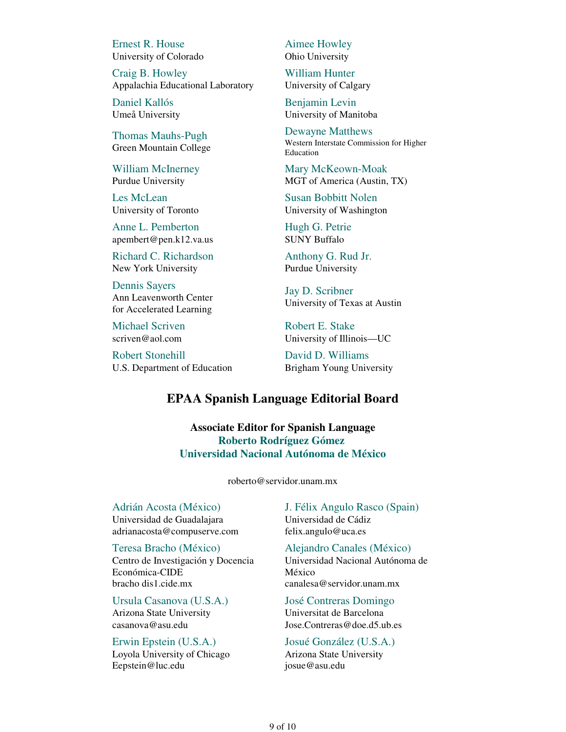Ernest R. House
University of Colorado

Aimee Howley
Ohio University

Craig B. Howley
Appalachia Educational Laboratory

William Hunter
University of Calgary

Daniel Kallós
Umeå University

Benjamin Levin
University of Manitoba

Thomas Mauhs-Pugh
Green Mountain College

Dewayne Matthews
Western Interstate Commission for Higher Education

William McInerney
Purdue University

Mary McKeown-Moak
MGT of America (Austin, TX)

Les McLean
University of Toronto

Susan Bobbitt Nolen
University of Washington

Anne L. Pemberton
apembert@pen.k12.va.us

Hugh G. Petrie
SUNY Buffalo

Richard C. Richardson
New York University

Anthony G. Rud Jr.
Purdue University

Dennis Sayers
Ann Leavenworth Center
for Accelerated Learning

Jay D. Scribner
University of Texas at Austin

Michael Scriven
scriven@aol.com

Robert E. Stake
University of Illinois—UC

Robert Stonehill
U.S. Department of Education

David D. Williams
Brigham Young University

## EPAA Spanish Language Editorial Board

**Associate Editor for Spanish Language**
**Roberto Rodríguez Gómez**
**Universidad Nacional Autónoma de México**

roberto@servidor.unam.mx

Adrián Acosta (México)
Universidad de Guadalajara
adrianacosta@compuserve.com

J. Félix Angulo Rasco (Spain)
Universidad de Cádiz
felix.angulo@uca.es

Teresa Bracho (México)
Centro de Investigación y Docencia Económica-CIDE
bracho dis1.cide.mx

Alejandro Canales (México)
Universidad Nacional Autónoma de México
canalesa@servidor.unam.mx

Ursula Casanova (U.S.A.)
Arizona State University
casanova@asu.edu

José Contreras Domingo
Universitat de Barcelona
Jose.Contreras@doe.d5.ub.es

Erwin Epstein (U.S.A.)
Loyola University of Chicago
Eepstein@luc.edu

Josué González (U.S.A.)
Arizona State University
josue@asu.edu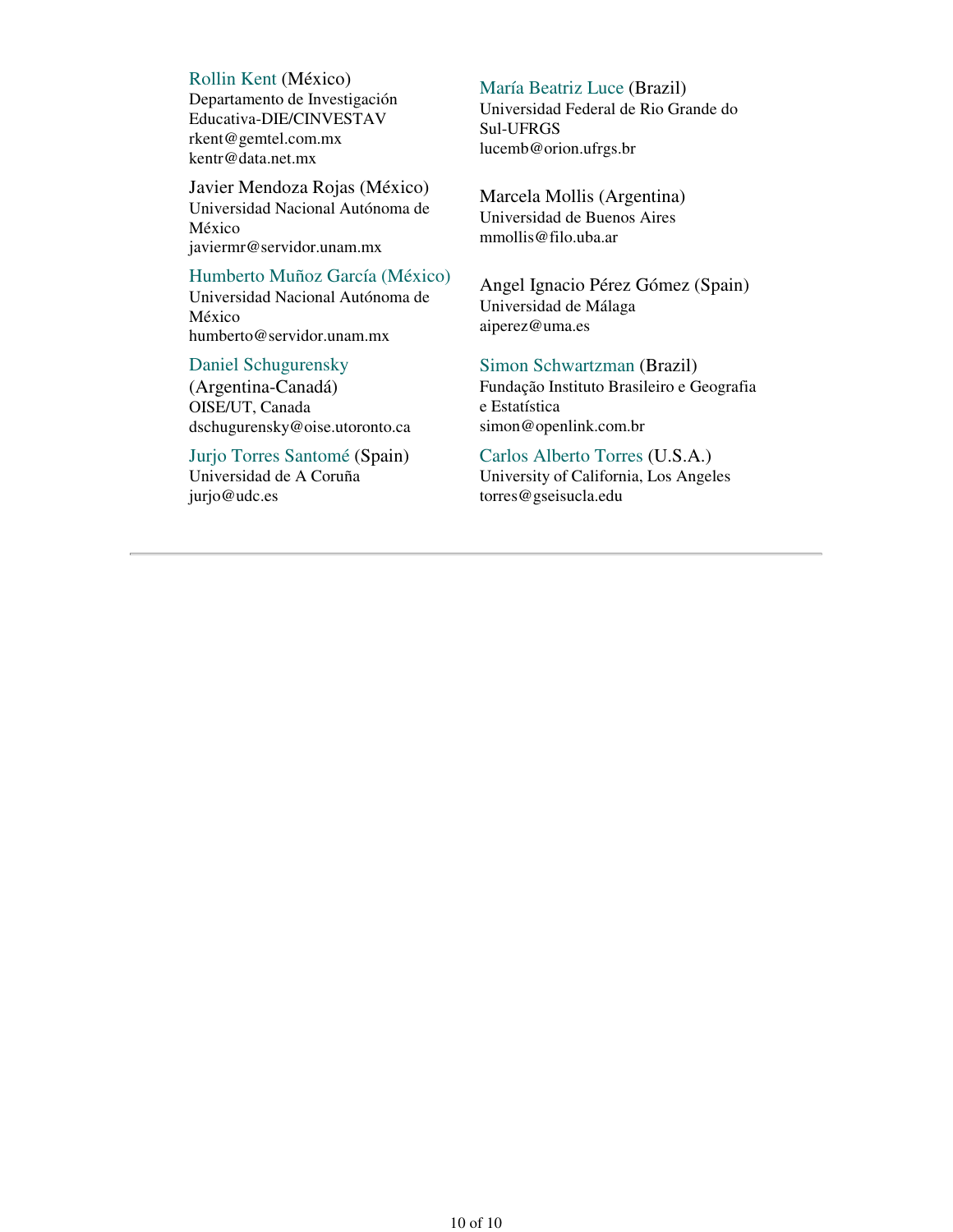Rollin Kent (México)
Departamento de Investigación Educativa-DIE/CINVESTAV
rkent@gemtel.com.mx
kentr@data.net.mx

María Beatriz Luce (Brazil)
Universidad Federal de Rio Grande do Sul-UFRGS
lucemb@orion.ufrgs.br

Javier Mendoza Rojas (México)
Universidad Nacional Autónoma de México
javiermr@servidor.unam.mx

Marcela Mollis (Argentina)
Universidad de Buenos Aires
mmollis@filo.uba.ar

Humberto Muñoz García (México)
Universidad Nacional Autónoma de México
humberto@servidor.unam.mx

Angel Ignacio Pérez Gómez (Spain)
Universidad de Málaga
aiperez@uma.es

Daniel Schugurensky (Argentina-Canadá)
OISE/UT, Canada
dschugurensky@oise.utoronto.ca

Simon Schwartzman (Brazil)
Fundação Instituto Brasileiro e Geografia e Estatística
simon@openlink.com.br

Jurjo Torres Santomé (Spain)
Universidad de A Coruña
jurjo@udc.es

Carlos Alberto Torres (U.S.A.)
University of California, Los Angeles
torres@gseisucla.edu

---